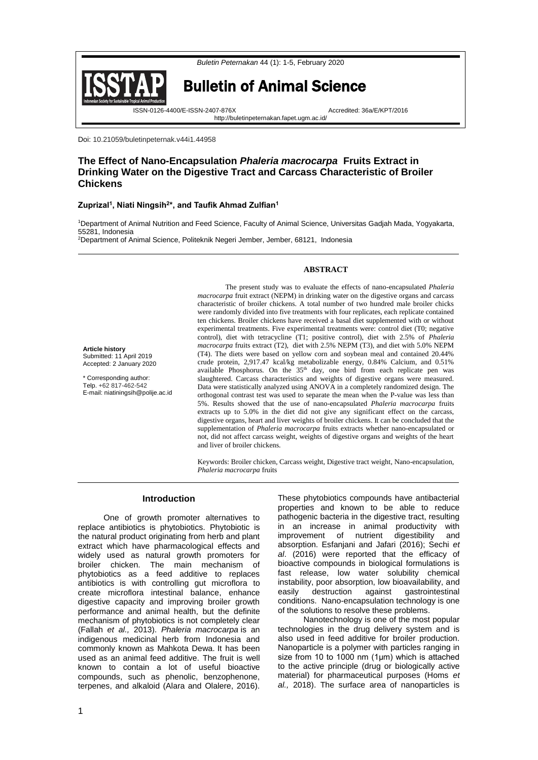Doi: 10.21059/buletinpeternak.v44i1.44958

# The Effect of Nano-Encapsulation *Phaleria macrocarpa* Fruits Extract in Drinking Water on the Digestive Tract and Carcass Characteristic of Broiler Chickens

**Zuprizal[1], Niati Ningsih[2]\*, and Taufik Ahmad Zulfian[1]**

[1]Department of Animal Nutrition and Feed Science, Faculty of Animal Science, Universitas Gadjah Mada, Yogyakarta, 55281, Indonesia
[2]Department of Animal Science, Politeknik Negeri Jember, Jember, 68121, Indonesia

**Article history**
Submitted: 11 April 2019
Accepted: 2 January 2020

\* Corresponding author:
Telp. +62 817-462-542
E-mail: niatiningsih@polije.ac.id

## ABSTRACT

The present study was to evaluate the effects of nano-encapsulated *Phaleria macrocarpa* fruit extract (NEPM) in drinking water on the digestive organs and carcass characteristic of broiler chickens. A total number of two hundred male broiler chicks were randomly divided into five treatments with four replicates, each replicate contained ten chickens. Broiler chickens have received a basal diet supplemented with or without experimental treatments. Five experimental treatments were: control diet (T0; negative control), diet with tetracycline (T1; positive control), diet with 2.5% of *Phaleria macrocarpa* fruits extract (T2), diet with 2.5% NEPM (T3), and diet with 5.0% NEPM (T4). The diets were based on yellow corn and soybean meal and contained 20.44% crude protein, 2,917.47 kcal/kg metabolizable energy, 0.84% Calcium, and 0.51% available Phosphorus. On the $35^{th}$ day, one bird from each replicate pen was slaughtered. Carcass characteristics and weights of digestive organs were measured. Data were statistically analyzed using ANOVA in a completely randomized design. The orthogonal contrast test was used to separate the mean when the P-value was less than 5%. Results showed that the use of nano-encapsulated *Phaleria macrocarpa* fruits extracts up to 5.0% in the diet did not give any significant effect on the carcass, digestive organs, heart and liver weights of broiler chickens. It can be concluded that the supplementation of *Phaleria macrocarpa* fruits extracts whether nano-encapsulated or not, did not affect carcass weight, weights of digestive organs and weights of the heart and liver of broiler chickens.

Keywords: Broiler chicken, Carcass weight, Digestive tract weight, Nano-encapsulation, *Phaleria macrocarpa* fruits

## Introduction

One of growth promoter alternatives to replace antibiotics is phytobiotics. Phytobiotic is the natural product originating from herb and plant extract which have pharmacological effects and widely used as natural growth promoters for broiler chicken. The main mechanism of phytobiotics as a feed additive to replaces antibiotics is with controlling gut microflora to create microflora intestinal balance, enhance digestive capacity and improving broiler growth performance and animal health, but the definite mechanism of phytobiotics is not completely clear (Fallah *et al.,* 2013). *Phaleria macrocarpa* is an indigenous medicinal herb from Indonesia and commonly known as Mahkota Dewa. It has been used as an animal feed additive. The fruit is well known to contain a lot of useful bioactive compounds, such as phenolic, benzophenone, terpenes, and alkaloid (Alara and Olalere, 2016). These phytobiotics compounds have antibacterial properties and known to be able to reduce pathogenic bacteria in the digestive tract, resulting in an increase in animal productivity with improvement of nutrient digestibility and absorption. Esfanjani and Jafari (2016); Sechi *et al*. (2016) were reported that the efficacy of bioactive compounds in biological formulations is fast release, low water solubility chemical instability, poor absorption, low bioavailability, and easily destruction against gastrointestinal conditions. Nano-encapsulation technology is one of the solutions to resolve these problems.

Nanotechnology is one of the most popular technologies in the drug delivery system and is also used in feed additive for broiler production. Nanoparticle is a polymer with particles ranging in size from 10 to 1000 nm (1μm) which is attached to the active principle (drug or biologically active material) for pharmaceutical purposes (Homs *et al.,* 2018). The surface area of nanoparticles is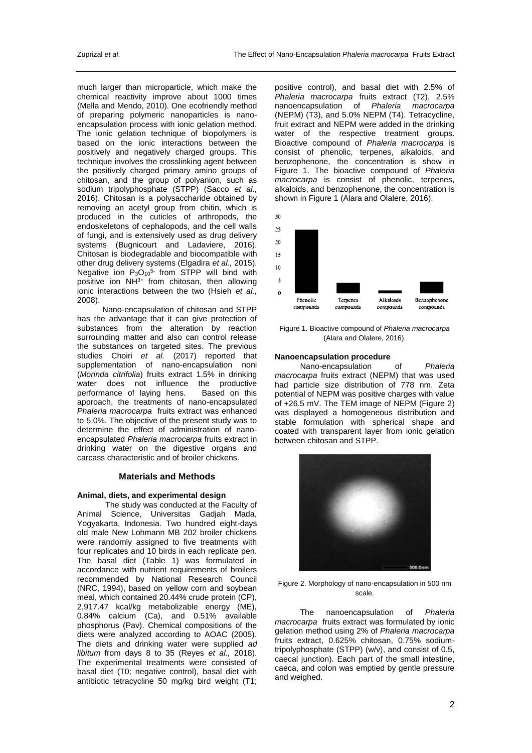much larger than microparticle, which make the chemical reactivity improve about 1000 times (Mella and Mendo, 2010). One ecofriendly method of preparing polymeric nanoparticles is nano-encapsulation process with ionic gelation method. The ionic gelation technique of biopolymers is based on the ionic interactions between the positively and negatively charged groups. This technique involves the crosslinking agent between the positively charged primary amino groups of chitosan, and the group of polyanion, such as sodium tripolyphosphate (STPP) (Sacco *et al.,* 2016). Chitosan is a polysaccharide obtained by removing an acetyl group from chitin, which is produced in the cuticles of arthropods, the endoskeletons of cephalopods, and the cell walls of fungi, and is extensively used as drug delivery systems (Bugnicourt and Ladaviere, 2016). Chitosan is biodegradable and biocompatible with other drug delivery systems (Elgadira *et al.,* 2015). Negative ion $P_3O_{10}^{5-}$ from STPP will bind with positive ion $NH^{3+}$ from chitosan, then allowing ionic interactions between the two (Hsieh *et al.,* 2008).

Nano-encapsulation of chitosan and STPP has the advantage that it can give protection of substances from the alteration by reaction surrounding matter and also can control release the substances on targeted sites. The previous studies Choiri *et al.* (2017) reported that supplementation of nano-encapsulation noni (*Morinda citrifolia*) fruits extract 1.5% in drinking water does not influence the productive performance of laying hens. Based on this approach, the treatments of nano-encapsulated *Phaleria macrocarpa* fruits extract was enhanced to 5.0%. The objective of the present study was to determine the effect of administration of nano-encapsulated *Phaleria macrocarpa* fruits extract in drinking water on the digestive organs and carcass characteristic and of broiler chickens.

## Materials and Methods

### Animal, diets, and experimental design

The study was conducted at the Faculty of Animal Science, Universitas Gadjah Mada, Yogyakarta, Indonesia. Two hundred eight-days old male New Lohmann MB 202 broiler chickens were randomly assigned to five treatments with four replicates and 10 birds in each replicate pen. The basal diet (Table 1) was formulated in accordance with nutrient requirements of broilers recommended by National Research Council (NRC, 1994), based on yellow corn and soybean meal, which contained 20.44% crude protein (CP), 2,917.47 kcal/kg metabolizable energy (ME), 0.84% calcium (Ca), and 0.51% available phosphorus (Pav). Chemical compositions of the diets were analyzed according to AOAC (2005). The diets and drinking water were supplied *ad libitum* from days 8 to 35 (Reyes *et al.,* 2018). The experimental treatments were consisted of basal diet (T0; negative control), basal diet with antibiotic tetracycline 50 mg/kg bird weight (T1; positive control), and basal diet with 2.5% of *Phaleria macrocarpa* fruits extract (T2), 2.5% nanoencapsulation of *Phaleria macrocarpa* (NEPM) (T3), and 5.0% NEPM (T4). Tetracycline, fruit extract and NEPM were added in the drinking water of the respective treatment groups. Bioactive compound of *Phaleria macrocarpa* is consist of phenolic, terpenes, alkaloids, and benzophenone, the concentration is show in Figure 1. The bioactive compound of *Phaleria macrocarpa* is consist of phenolic, terpenes, alkaloids, and benzophenone, the concentration is shown in Figure 1 (Alara and Olalere, 2016).

Figure 1. Bioactive compound of *Phaleria macrocarpa* (Alara and Olalere, 2016).

### Nanoencapsulation procedure

Nano-encapsulation of *Phaleria macrocarpa* fruits extract (NEPM) that was used had particle size distribution of 778 nm. Zeta potential of NEPM was positive charges with value of +26.5 mV. The TEM image of NEPM (Figure 2) was displayed a homogeneous distribution and stable formulation with spherical shape and coated with transparent layer from ionic gelation between chitosan and STPP.

Figure 2. Morphology of nano-encapsulation in 500 nm scale.

The nanoencapsulation of *Phaleria macrocarpa* fruits extract was formulated by ionic gelation method using 2% of *Phaleria macrocarpa* fruits extract, 0.625% chitosan, 0.75% sodium-tripolyphosphate (STPP) (w/v), and consist of 0.5, caecal junction). Each part of the small intestine, caeca, and colon was emptied by gentle pressure and weighed.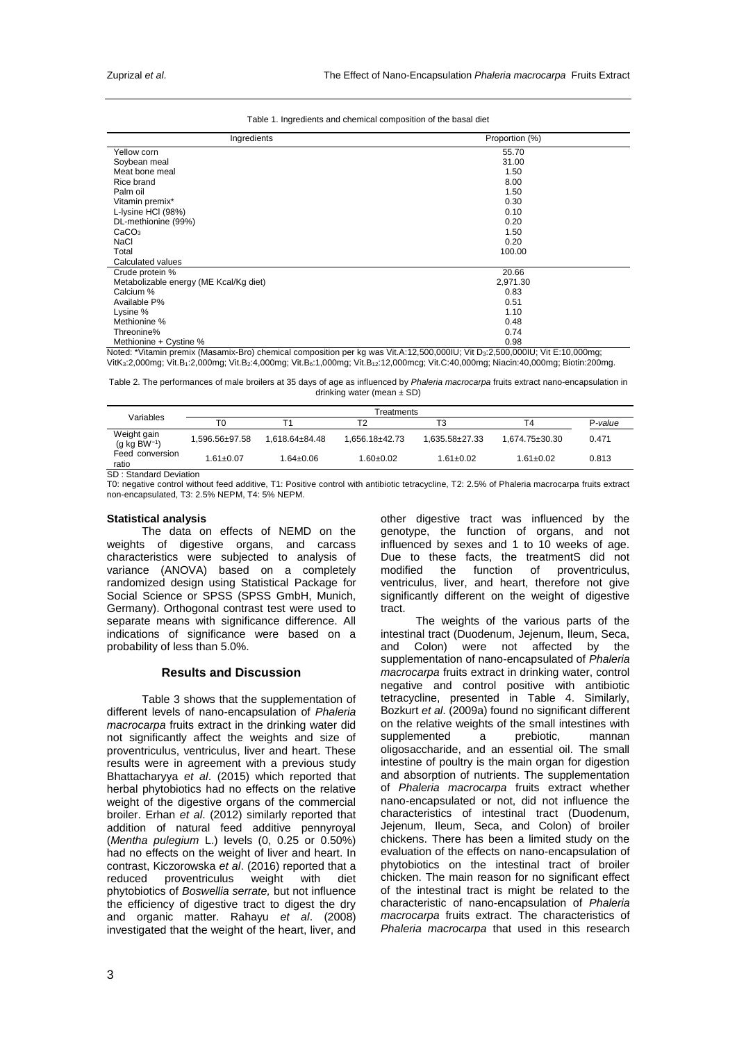Table 1. Ingredients and chemical composition of the basal diet

| Ingredients | Proportion (%) |
|---|---|
| Yellow corn | 55.70 |
| Soybean meal | 31.00 |
| Meat bone meal | 1.50 |
| Rice brand | 8.00 |
| Palm oil | 1.50 |
| Vitamin premix* | 0.30 |
| L-lysine HCl (98%) | 0.10 |
| DL-methionine (99%) | 0.20 |
| $CaCO_3$ | 1.50 |
| NaCl | 0.20 |
| Total | 100.00 |
| Calculated values | |
| Crude protein % | 20.66 |
| Metabolizable energy (ME Kcal/Kg diet) | 2,971.30 |
| Calcium % | 0.83 |
| Available P% | 0.51 |
| Lysine % | 1.10 |
| Methionine % | 0.48 |
| Threonine% | 0.74 |
| Methionine + Cystine % | 0.98 |

Noted: *Vitamin premix (Masamix-Bro) chemical composition per kg was Vit.A:12,500,000IU; Vit $D_3$:2,500,000IU; Vit E:10,000mg; Vit$K_3$:2,000mg; Vit.$B_1$:2,000mg; Vit.$B_2$:4,000mg; Vit.$B_6$:1,000mg; Vit.$B_{12}$:12,000mcg; Vit.C:40,000mg; Niacin:40,000mg; Biotin:200mg.

Table 2. The performances of male broilers at 35 days of age as influenced by *Phaleria macrocarpa* fruits extract nano-encapsulation in drinking water (mean ± SD)

| Variables | Treatments | | | | | |
|---|---|---|---|---|---|---|
| | T0 | T1 | T2 | T3 | T4 | *P-value* |
| Weight gain (g kg $BW^{-1}$) | 1,596.56±97.58 | 1,618.64±84.48 | 1,656.18±42.73 | 1,635.58±27.33 | 1,674.75±30.30 | 0.471 |
| Feed conversion ratio | 1.61±0.07 | 1.64±0.06 | 1.60±0.02 | 1.61±0.02 | 1.61±0.02 | 0.813 |

SD : Standard Deviation

T0: negative control without feed additive, T1: Positive control with antibiotic tetracycline, T2: 2.5% of Phaleria macrocarpa fruits extract non-encapsulated, T3: 2.5% NEPM, T4: 5% NEPM.

#### Statistical analysis

The data on effects of NEMD on the weights of digestive organs, and carcass characteristics were subjected to analysis of variance (ANOVA) based on a completely randomized design using Statistical Package for Social Science or SPSS (SPSS GmbH, Munich, Germany). Orthogonal contrast test were used to separate means with significance difference. All indications of significance were based on a probability of less than 5.0%.

## Results and Discussion

Table 3 shows that the supplementation of different levels of nano-encapsulation of *Phaleria macrocarpa* fruits extract in the drinking water did not significantly affect the weights and size of proventriculus, ventriculus, liver and heart. These results were in agreement with a previous study Bhattacharyya *et al*. (2015) which reported that herbal phytobiotics had no effects on the relative weight of the digestive organs of the commercial broiler. Erhan *et al*. (2012) similarly reported that addition of natural feed additive pennyroyal (*Mentha pulegium* L.) levels (0, 0.25 or 0.50%) had no effects on the weight of liver and heart. In contrast, Kiczorowska *et al*. (2016) reported that a reduced proventriculus weight with diet phytobiotics of *Boswellia serrate,* but not influence the efficiency of digestive tract to digest the dry and organic matter. Rahayu *et al*. (2008) investigated that the weight of the heart, liver, and other digestive tract was influenced by the genotype, the function of organs, and not influenced by sexes and 1 to 10 weeks of age. Due to these facts, the treatmentS did not modified the function of proventriculus, ventriculus, liver, and heart, therefore not give significantly different on the weight of digestive tract.

The weights of the various parts of the intestinal tract (Duodenum, Jejenum, Ileum, Seca, and Colon) were not affected by the supplementation of nano-encapsulated of *Phaleria macrocarpa* fruits extract in drinking water, control negative and control positive with antibiotic tetracycline, presented in Table 4. Similarly, Bozkurt *et al*. (2009a) found no significant different on the relative weights of the small intestines with supplemented a prebiotic, mannan oligosaccharide, and an essential oil. The small intestine of poultry is the main organ for digestion and absorption of nutrients. The supplementation of *Phaleria macrocarpa* fruits extract whether nano-encapsulated or not, did not influence the characteristics of intestinal tract (Duodenum, Jejenum, Ileum, Seca, and Colon) of broiler chickens. There has been a limited study on the evaluation of the effects on nano-encapsulation of phytobiotics on the intestinal tract of broiler chicken. The main reason for no significant effect of the intestinal tract is might be related to the characteristic of nano-encapsulation of *Phaleria macrocarpa* fruits extract. The characteristics of *Phaleria macrocarpa* that used in this research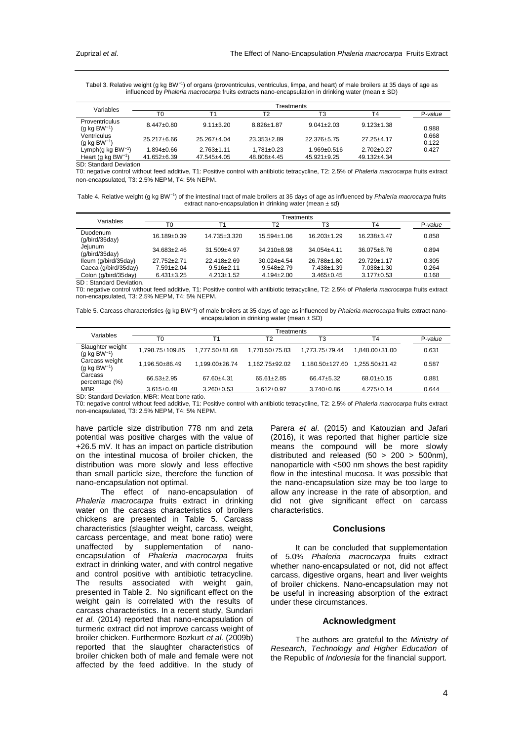Tabel 3. Relative weight (g kg BW$^{-1}$) of organs (proventriculus, ventriculus, limpa, and heart) of male broilers at 35 days of age as influenced by *Phaleria macrocarpa* fruits extracts nano-encapsulation in drinking water (mean ± SD)

| Variables | Treatments | | | | | |
|---|---|---|---|---|---|---|
| | T0 | T1 | T2 | T3 | T4 | P-value |
| Proventriculus (g kg BW$^{-1}$) | 8.447±0.80 | 9.11±3.20 | 8.826±1.87 | 9.041±2.03 | 9.123±1.38 | 0.988 |
| Ventriculus (g kg BW$^{-1}$) | 25.217±6.66 | 25.267±4.04 | 23.353±2.89 | 22.376±5.75 | 27.25±4.17 | 0.668 |
| Lymph(g kg BW$^{-1}$) | 1.894±0.66 | 2.763±1.11 | 1,781±0.23 | 1.969±0.516 | 2.702±0.27 | 0.122 |
| Heart (g kg BW$^{-1}$) | 41.652±6.39 | 47.545±4.05 | 48.808±4.45 | 45.921±9.25 | 49.132±4.34 | 0.427 |

SD: Standard Deviation

T0: negative control without feed additive, T1: Positive control with antibiotic tetracycline, T2: 2.5% of *Phaleria macrocarpa* fruits extract non-encapsulated, T3: 2.5% NEPM, T4: 5% NEPM.

Table 4. Relative weight (g kg BW$^{-1}$) of the intestinal tract of male broilers at 35 days of age as influenced by *Phaleria macrocarpa* fruits extract nano-encapsulation in drinking water (mean ± sd)

| Variables | Treatments | | | | | |
|---|---|---|---|---|---|---|
| | T0 | T1 | T2 | T3 | T4 | P-value |
| Duodenum (g/bird/35day) | 16.189±0.39 | 14.735±3.320 | 15.594±1.06 | 16.203±1.29 | 16.238±3.47 | 0.858 |
| Jejunum (g/bird/35day) | 34.683±2.46 | 31.509±4.97 | 34.210±8.98 | 34.054±4.11 | 36.075±8.76 | 0.894 |
| Ileum (g/bird/35day) | 27.752±2.71 | 22.418±2.69 | 30.024±4.54 | 26.788±1.80 | 29.729±1.17 | 0.305 |
| Caeca (g/bird/35day) | 7.591±2.04 | 9.516±2.11 | 9.548±2.79 | 7.438±1.39 | 7.038±1.30 | 0.264 |
| Colon (g/bird/35day) | 6.431±3.25 | 4.213±1.52 | 4.194±2.00 | 3.465±0.45 | 3.177±0.53 | 0.168 |

SD : Standard Deviation.

T0: negative control without feed additive, T1: Positive control with antibiotic tetracycline, T2: 2.5% of *Phaleria macrocarpa* fruits extract non-encapsulated, T3: 2.5% NEPM, T4: 5% NEPM.

Table 5. Carcass characteristics (g kg BW$^{-1}$) of male broilers at 35 days of age as influenced by *Phaleria macrocarpa* fruits extract nano-encapsulation in drinking water (mean ± SD)

| Variables | Treatments | | | | | |
|---|---|---|---|---|---|---|
| | T0 | T1 | T2 | T3 | T4 | P-value |
| Slaughter weight (g kg BW$^{-1}$) | 1,798.75±109.85 | 1,777.50±81.68 | 1,770.50±75.83 | 1,773.75±79.44 | 1,848.00±31.00 | 0.631 |
| Carcass weight (g kg BW$^{-1}$) | 1,196.50±86.49 | 1,199.00±26.74 | 1,162.75±92.02 | 1,180.50±127.60 | 1,255.50±21.42 | 0.587 |
| Carcass percentage (%) | 66.53±2.95 | 67.60±4.31 | 65.61±2.85 | 66.47±5.32 | 68.01±0.15 | 0.881 |
| MBR | 3.615±0.48 | 3.260±0.53 | 3.612±0.97 | 3.740±0.86 | 4.275±0.14 | 0.644 |

SD: Standard Deviation, MBR: Meat bone ratio.

T0: negative control without feed additive, T1: Positive control with antibiotic tetracycline, T2: 2.5% of *Phaleria macrocarpa* fruits extract non-encapsulated, T3: 2.5% NEPM, T4: 5% NEPM.

have particle size distribution 778 nm and zeta potential was positive charges with the value of +26.5 mV. It has an impact on particle distribution on the intestinal mucosa of broiler chicken, the distribution was more slowly and less effective than small particle size, therefore the function of nano-encapsulation not optimal.

The effect of nano-encapsulation of *Phaleria macrocarpa* fruits extract in drinking water on the carcass characteristics of broilers chickens are presented in Table 5. Carcass characteristics (slaughter weight, carcass weight, carcass percentage, and meat bone ratio) were unaffected by supplementation of nano-encapsulation of *Phaleria macrocarpa* fruits extract in drinking water, and with control negative and control positive with antibiotic tetracycline. The results associated with weight gain, presented in Table 2. No significant effect on the weight gain is correlated with the results of carcass characteristics. In a recent study, Sundari *et al.* (2014) reported that nano-encapsulation of turmeric extract did not improve carcass weight of broiler chicken. Furthermore Bozkurt *et al.* (2009b) reported that the slaughter characteristics of broiler chicken both of male and female were not affected by the feed additive. In the study of Parera *et al*. (2015) and Katouzian and Jafari (2016), it was reported that higher particle size means the compound will be more slowly distributed and released (50 > 200 > 500nm), nanoparticle with <500 nm shows the best rapidity flow in the intestinal mucosa. It was possible that the nano-encapsulation size may be too large to allow any increase in the rate of absorption, and did not give significant effect on carcass characteristics.

## Conclusions

It can be concluded that supplementation of 5.0% *Phaleria macrocarpa* fruits extract whether nano-encapsulated or not, did not affect carcass, digestive organs, heart and liver weights of broiler chickens. Nano-encapsulation may not be useful in increasing absorption of the extract under these circumstances.

## Acknowledgment

The authors are grateful to the *Ministry of Research*, *Technology and Higher Education* of the Republic of *Indonesia* for the financial support.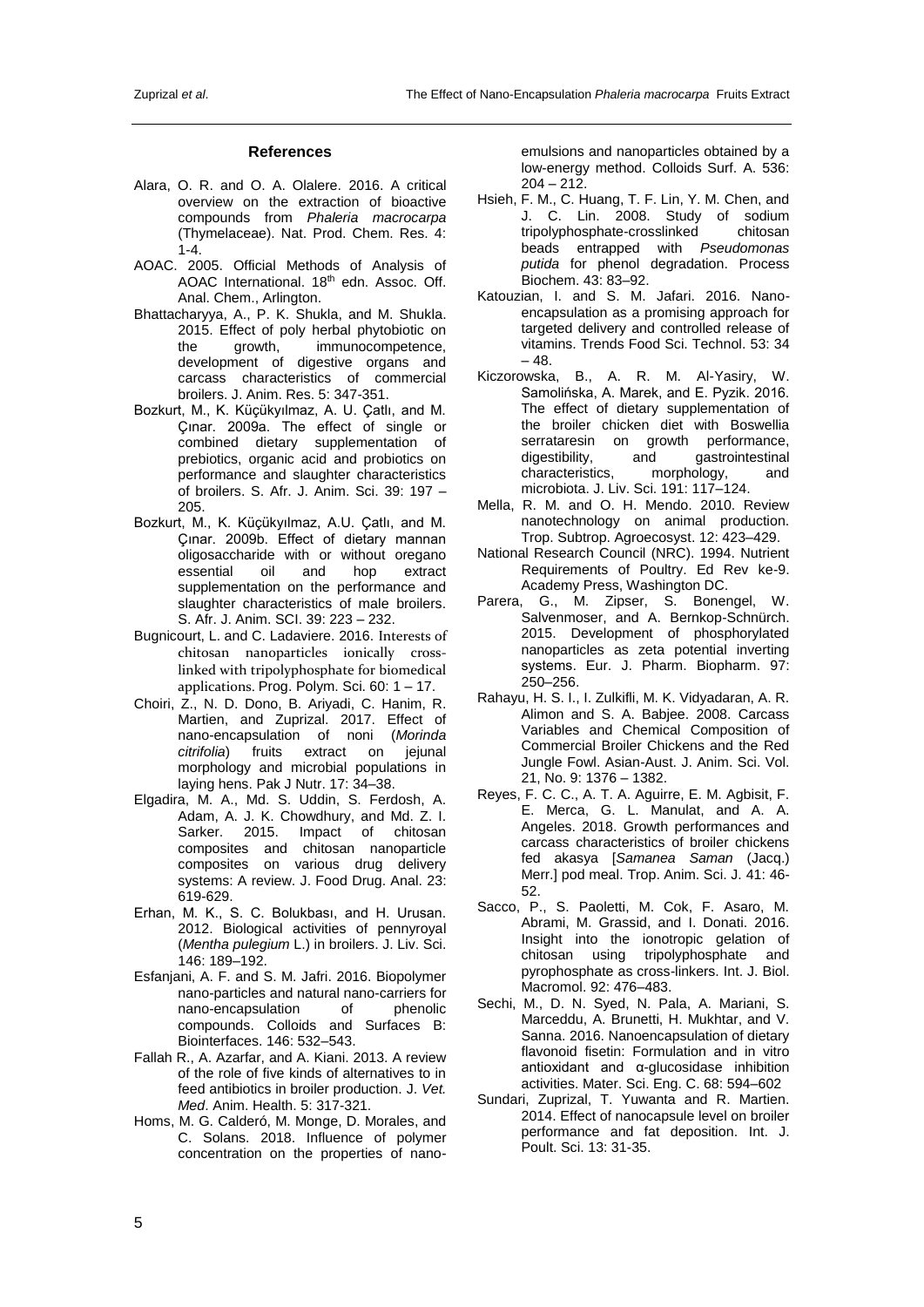## References

Alara, O. R. and O. A. Olalere. 2016. A critical overview on the extraction of bioactive compounds from *Phaleria macrocarpa* (Thymelaceae). Nat. Prod. Chem. Res. 4: 1-4.

AOAC. 2005. Official Methods of Analysis of AOAC International. 18th edn. Assoc. Off. Anal. Chem., Arlington.

Bhattacharyya, A., P. K. Shukla, and M. Shukla. 2015. Effect of poly herbal phytobiotic on the growth, immunocompetence, development of digestive organs and carcass characteristics of commercial broilers. J. Anim. Res. 5: 347-351.

Bozkurt, M., K. Küçükyılmaz, A. U. Çatlı, and M. Çınar. 2009a. The effect of single or combined dietary supplementation of prebiotics, organic acid and probiotics on performance and slaughter characteristics of broilers. S. Afr. J. Anim. Sci. 39: 197 – 205.

Bozkurt, M., K. Küçükyılmaz, A.U. Çatlı, and M. Çınar. 2009b. Effect of dietary mannan oligosaccharide with or without oregano essential oil and hop extract supplementation on the performance and slaughter characteristics of male broilers. S. Afr. J. Anim. SCI. 39: 223 – 232.

Bugnicourt, L. and C. Ladaviere. 2016. Interests of chitosan nanoparticles ionically cross-linked with tripolyphosphate for biomedical applications. Prog. Polym. Sci. 60: 1 – 17.

Choiri, Z., N. D. Dono, B. Ariyadi, C. Hanim, R. Martien, and Zuprizal. 2017. Effect of nano-encapsulation of noni (*Morinda citrifolia*) fruits extract on jejunal morphology and microbial populations in laying hens. Pak J Nutr. 17: 34–38.

Elgadira, M. A., Md. S. Uddin, S. Ferdosh, A. Adam, A. J. K. Chowdhury, and Md. Z. I. Sarker. 2015. Impact of chitosan composites and chitosan nanoparticle composites on various drug delivery systems: A review. J. Food Drug. Anal. 23: 619-629.

Erhan, M. K., S. C. Bolukbası, and H. Urusan. 2012. Biological activities of pennyroyal (*Mentha pulegium* L.) in broilers. J. Liv. Sci. 146: 189–192.

Esfanjani, A. F. and S. M. Jafri. 2016. Biopolymer nano-particles and natural nano-carriers for nano-encapsulation of phenolic compounds. Colloids and Surfaces B: Biointerfaces. 146: 532–543.

Fallah R., A. Azarfar, and A. Kiani. 2013. A review of the role of five kinds of alternatives to in feed antibiotics in broiler production. J. *Vet. Med*. Anim. Health. 5: 317-321.

Homs, M. G. Calderó, M. Monge, D. Morales, and C. Solans. 2018. Influence of polymer concentration on the properties of nano-emulsions and nanoparticles obtained by a low-energy method. Colloids Surf. A. 536: 204 – 212.

Hsieh, F. M., C. Huang, T. F. Lin, Y. M. Chen, and J. C. Lin. 2008. Study of sodium tripolyphosphate-crosslinked chitosan beads entrapped with *Pseudomonas putida* for phenol degradation. Process Biochem. 43: 83–92.

Katouzian, I. and S. M. Jafari. 2016. Nano-encapsulation as a promising approach for targeted delivery and controlled release of vitamins. Trends Food Sci. Technol. 53: 34 – 48.

Kiczorowska, B., A. R. M. Al-Yasiry, W. Samolińska, A. Marek, and E. Pyzik. 2016. The effect of dietary supplementation of the broiler chicken diet with Boswellia serrataresin on growth performance, digestibility, and gastrointestinal characteristics, morphology, and microbiota. J. Liv. Sci. 191: 117–124.

Mella, R. M. and O. H. Mendo. 2010. Review nanotechnology on animal production. Trop. Subtrop. Agroecosyst. 12: 423–429.

National Research Council (NRC). 1994. Nutrient Requirements of Poultry. Ed Rev ke-9. Academy Press, Washington DC.

Parera, G., M. Zipser, S. Bonengel, W. Salvenmoser, and A. Bernkop-Schnürch. 2015. Development of phosphorylated nanoparticles as zeta potential inverting systems. Eur. J. Pharm. Biopharm. 97: 250–256.

Rahayu, H. S. I., I. Zulkifli, M. K. Vidyadaran, A. R. Alimon and S. A. Babjee. 2008. Carcass Variables and Chemical Composition of Commercial Broiler Chickens and the Red Jungle Fowl. Asian-Aust. J. Anim. Sci. Vol. 21, No. 9: 1376 – 1382.

Reyes, F. C. C., A. T. A. Aguirre, E. M. Agbisit, F. E. Merca, G. L. Manulat, and A. A. Angeles. 2018. Growth performances and carcass characteristics of broiler chickens fed akasya [*Samanea Saman* (Jacq.) Merr.] pod meal. Trop. Anim. Sci. J. 41: 46-52.

Sacco, P., S. Paoletti, M. Cok, F. Asaro, M. Abrami, M. Grassid, and I. Donati. 2016. Insight into the ionotropic gelation of chitosan using tripolyphosphate and pyrophosphate as cross-linkers. Int. J. Biol. Macromol. 92: 476–483.

Sechi, M., D. N. Syed, N. Pala, A. Mariani, S. Marceddu, A. Brunetti, H. Mukhtar, and V. Sanna. 2016. Nanoencapsulation of dietary flavonoid fisetin: Formulation and in vitro antioxidant and α-glucosidase inhibition activities. Mater. Sci. Eng. C. 68: 594–602

Sundari, Zuprizal, T. Yuwanta and R. Martien. 2014. Effect of nanocapsule level on broiler performance and fat deposition. Int. J. Poult. Sci. 13: 31-35.